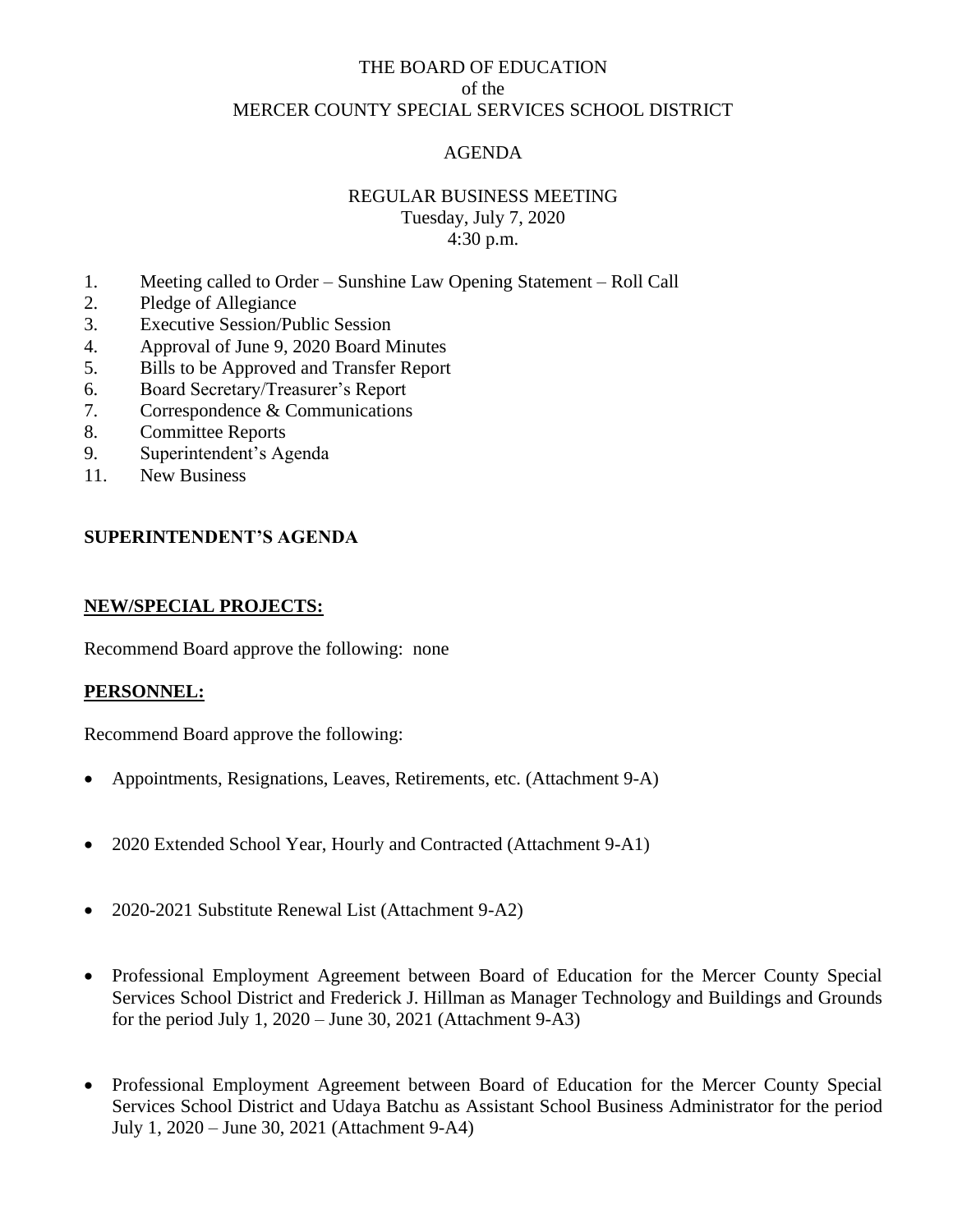THE BOARD OF EDUCATION
of the
MERCER COUNTY SPECIAL SERVICES SCHOOL DISTRICT

AGENDA

REGULAR BUSINESS MEETING
Tuesday, July 7, 2020
4:30 p.m.

1. Meeting called to Order – Sunshine Law Opening Statement – Roll Call
2. Pledge of Allegiance
3. Executive Session/Public Session
4. Approval of June 9, 2020 Board Minutes
5. Bills to be Approved and Transfer Report
6. Board Secretary/Treasurer's Report
7. Correspondence & Communications
8. Committee Reports
9. Superintendent's Agenda
11. New Business

**SUPERINTENDENT'S AGENDA**

**NEW/SPECIAL PROJECTS:**

Recommend Board approve the following: none

**PERSONNEL:**

Recommend Board approve the following:

- Appointments, Resignations, Leaves, Retirements, etc. (Attachment 9-A)
- 2020 Extended School Year, Hourly and Contracted (Attachment 9-A1)
- 2020-2021 Substitute Renewal List (Attachment 9-A2)
- Professional Employment Agreement between Board of Education for the Mercer County Special Services School District and Frederick J. Hillman as Manager Technology and Buildings and Grounds for the period July 1, 2020 – June 30, 2021 (Attachment 9-A3)
- Professional Employment Agreement between Board of Education for the Mercer County Special Services School District and Udaya Batchu as Assistant School Business Administrator for the period July 1, 2020 – June 30, 2021 (Attachment 9-A4)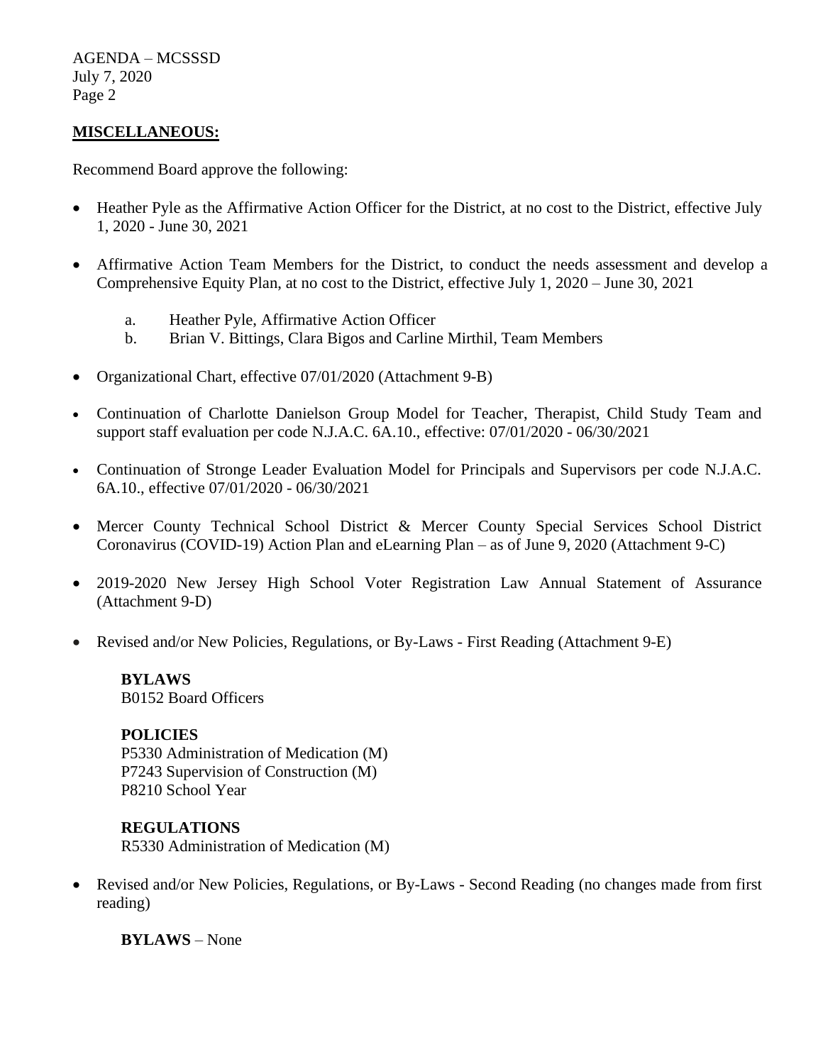## MISCELLANEOUS:

Recommend Board approve the following:

- Heather Pyle as the Affirmative Action Officer for the District, at no cost to the District, effective July 1, 2020 - June 30, 2021

- Affirmative Action Team Members for the District, to conduct the needs assessment and develop a Comprehensive Equity Plan, at no cost to the District, effective July 1, 2020 – June 30, 2021

  a. Heather Pyle, Affirmative Action Officer
  b. Brian V. Bittings, Clara Bigos and Carline Mirthil, Team Members

- Organizational Chart, effective 07/01/2020 (Attachment 9-B)

- Continuation of Charlotte Danielson Group Model for Teacher, Therapist, Child Study Team and support staff evaluation per code N.J.A.C. 6A.10., effective: 07/01/2020 - 06/30/2021

- Continuation of Stronge Leader Evaluation Model for Principals and Supervisors per code N.J.A.C. 6A.10., effective 07/01/2020 - 06/30/2021

- Mercer County Technical School District & Mercer County Special Services School District Coronavirus (COVID-19) Action Plan and eLearning Plan – as of June 9, 2020 (Attachment 9-C)

- 2019-2020 New Jersey High School Voter Registration Law Annual Statement of Assurance (Attachment 9-D)

- Revised and/or New Policies, Regulations, or By-Laws - First Reading (Attachment 9-E)

  **BYLAWS**
  B0152 Board Officers

  **POLICIES**
  P5330 Administration of Medication (M)
  P7243 Supervision of Construction (M)
  P8210 School Year

  **REGULATIONS**
  R5330 Administration of Medication (M)

- Revised and/or New Policies, Regulations, or By-Laws - Second Reading (no changes made from first reading)

  **BYLAWS** – None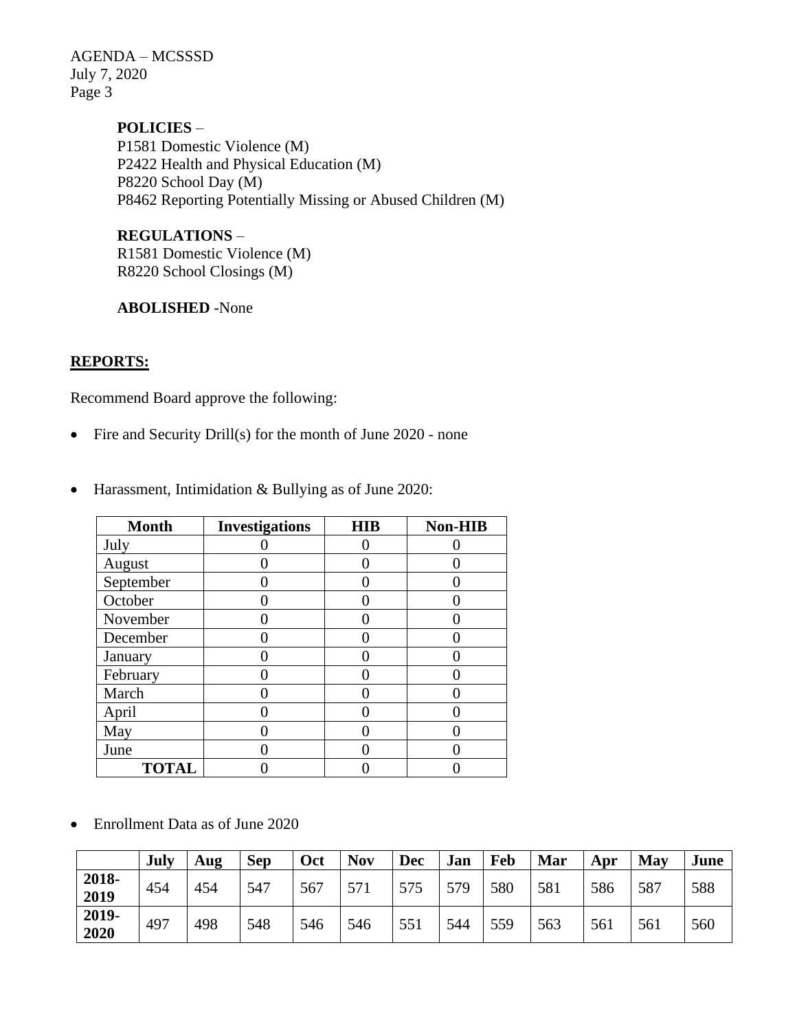**POLICIES** –
P1581 Domestic Violence (M)
P2422 Health and Physical Education (M)
P8220 School Day (M)
P8462 Reporting Potentially Missing or Abused Children (M)

**REGULATIONS** –
R1581 Domestic Violence (M)
R8220 School Closings (M)

**ABOLISHED** -None

## **REPORTS:**

Recommend Board approve the following:

- Fire and Security Drill(s) for the month of June 2020 - none

- Harassment, Intimidation & Bullying as of June 2020:

| Month | Investigations | HIB | Non-HIB |
|---|---|---|---|
| July | 0 | 0 | 0 |
| August | 0 | 0 | 0 |
| September | 0 | 0 | 0 |
| October | 0 | 0 | 0 |
| November | 0 | 0 | 0 |
| December | 0 | 0 | 0 |
| January | 0 | 0 | 0 |
| February | 0 | 0 | 0 |
| March | 0 | 0 | 0 |
| April | 0 | 0 | 0 |
| May | 0 | 0 | 0 |
| June | 0 | 0 | 0 |
| **TOTAL** | 0 | 0 | 0 |

- Enrollment Data as of June 2020

| | July | Aug | Sep | Oct | Nov | Dec | Jan | Feb | Mar | Apr | May | June |
|---|---|---|---|---|---|---|---|---|---|---|---|---|
| **2018-2019** | 454 | 454 | 547 | 567 | 571 | 575 | 579 | 580 | 581 | 586 | 587 | 588 |
| **2019-2020** | 497 | 498 | 548 | 546 | 546 | 551 | 544 | 559 | 563 | 561 | 561 | 560 |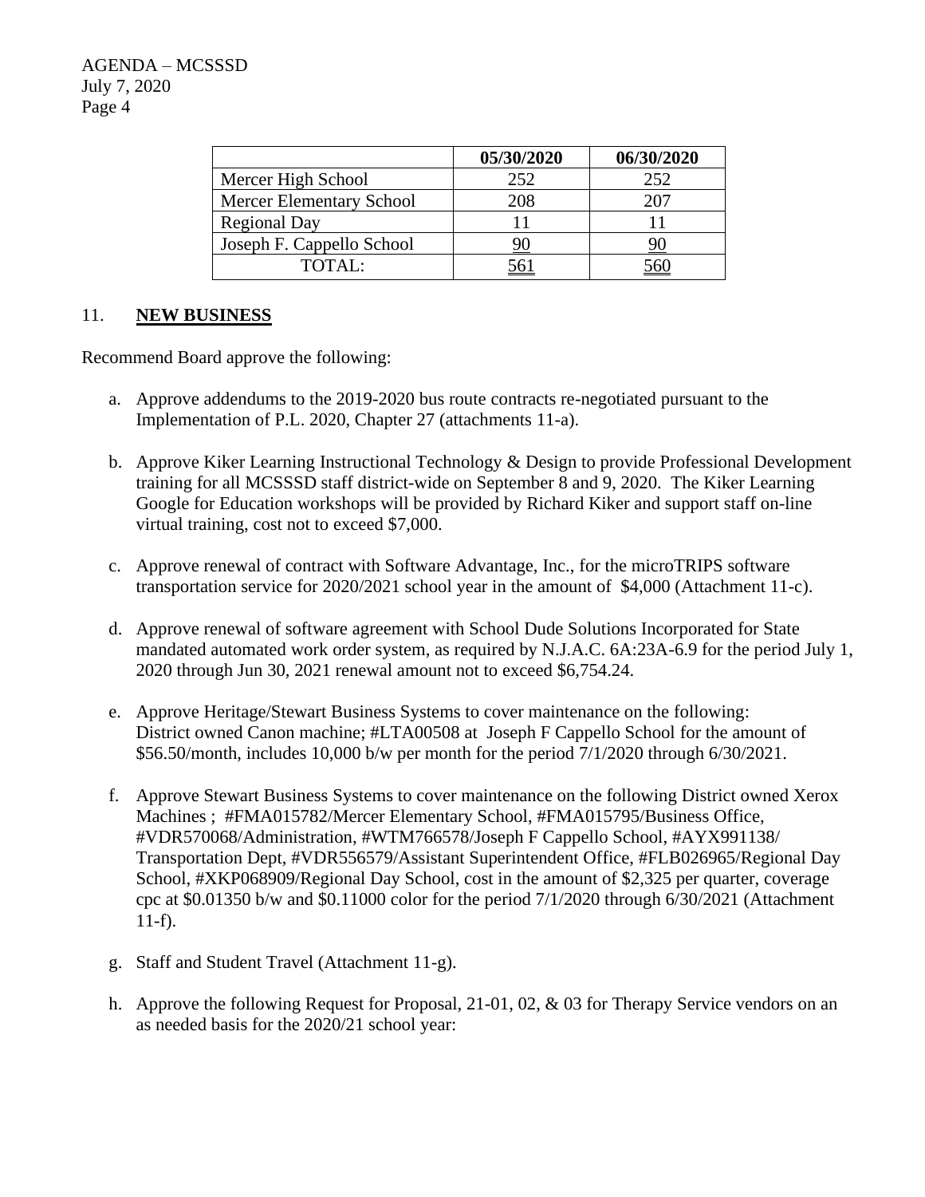| | 05/30/2020 | 06/30/2020 |
|---|---|---|
| Mercer High School | 252 | 252 |
| Mercer Elementary School | 208 | 207 |
| Regional Day | 11 | 11 |
| Joseph F. Cappello School | 90 | 90 |
| TOTAL: | 561 | 560 |

11. **NEW BUSINESS**

Recommend Board approve the following:

a. Approve addendums to the 2019-2020 bus route contracts re-negotiated pursuant to the Implementation of P.L. 2020, Chapter 27 (attachments 11-a).

b. Approve Kiker Learning Instructional Technology & Design to provide Professional Development training for all MCSSSD staff district-wide on September 8 and 9, 2020. The Kiker Learning Google for Education workshops will be provided by Richard Kiker and support staff on-line virtual training, cost not to exceed $7,000.

c. Approve renewal of contract with Software Advantage, Inc., for the microTRIPS software transportation service for 2020/2021 school year in the amount of $4,000 (Attachment 11-c).

d. Approve renewal of software agreement with School Dude Solutions Incorporated for State mandated automated work order system, as required by N.J.A.C. 6A:23A-6.9 for the period July 1, 2020 through Jun 30, 2021 renewal amount not to exceed $6,754.24.

e. Approve Heritage/Stewart Business Systems to cover maintenance on the following: District owned Canon machine; #LTA00508 at Joseph F Cappello School for the amount of $56.50/month, includes 10,000 b/w per month for the period 7/1/2020 through 6/30/2021.

f. Approve Stewart Business Systems to cover maintenance on the following District owned Xerox Machines ; #FMA015782/Mercer Elementary School, #FMA015795/Business Office, #VDR570068/Administration, #WTM766578/Joseph F Cappello School, #AYX991138/ Transportation Dept, #VDR556579/Assistant Superintendent Office, #FLB026965/Regional Day School, #XKP068909/Regional Day School, cost in the amount of $2,325 per quarter, coverage cpc at $0.01350 b/w and $0.11000 color for the period 7/1/2020 through 6/30/2021 (Attachment 11-f).

g. Staff and Student Travel (Attachment 11-g).

h. Approve the following Request for Proposal, 21-01, 02, & 03 for Therapy Service vendors on an as needed basis for the 2020/21 school year: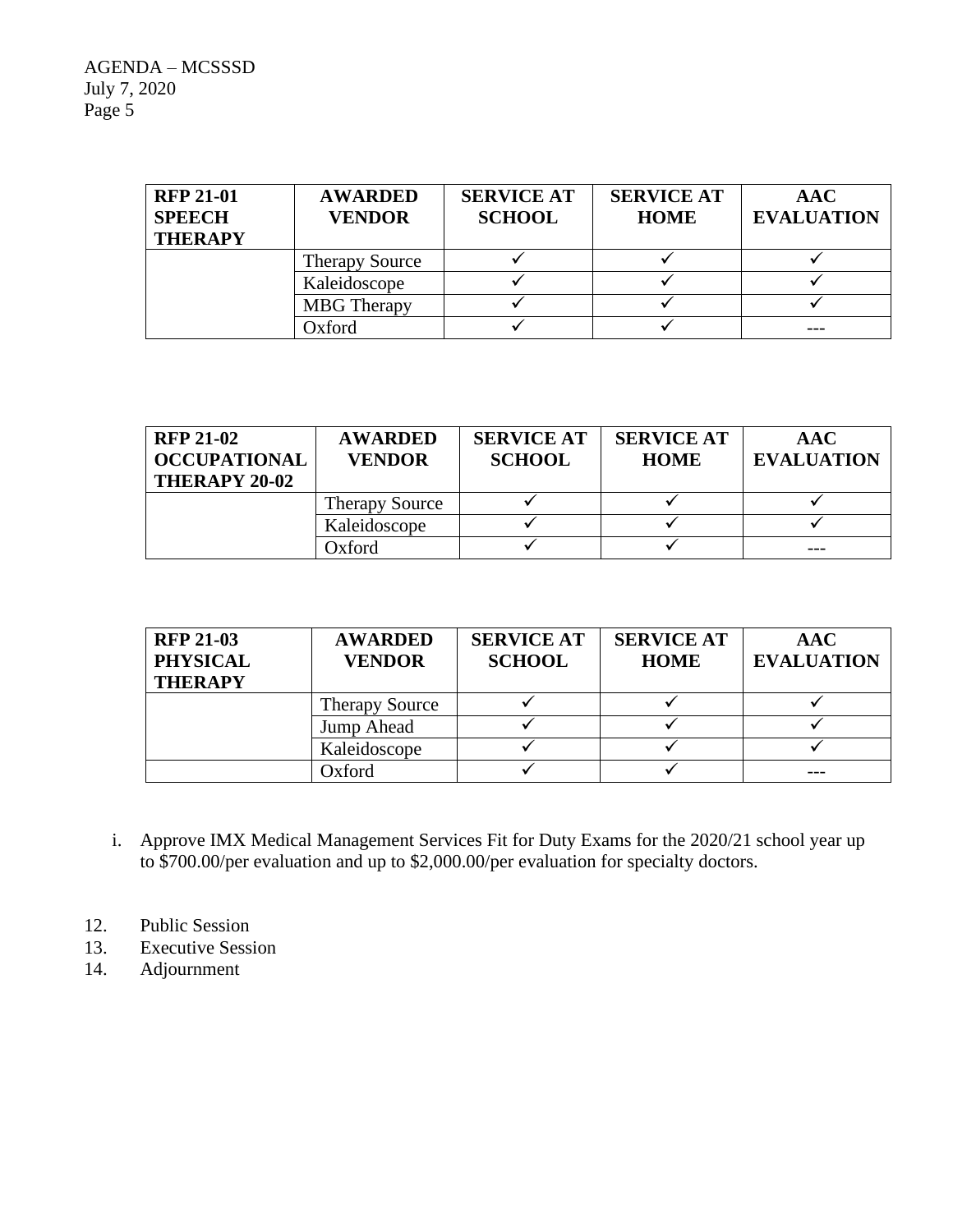| RFP 21-01 SPEECH THERAPY | AWARDED VENDOR | SERVICE AT SCHOOL | SERVICE AT HOME | AAC EVALUATION |
|---|---|---|---|---|
| | Therapy Source | ✓ | ✓ | ✓ |
| | Kaleidoscope | ✓ | ✓ | ✓ |
| | MBG Therapy | ✓ | ✓ | ✓ |
| | Oxford | ✓ | ✓ | --- |

| RFP 21-02 OCCUPATIONAL THERAPY 20-02 | AWARDED VENDOR | SERVICE AT SCHOOL | SERVICE AT HOME | AAC EVALUATION |
|---|---|---|---|---|
| | Therapy Source | ✓ | ✓ | ✓ |
| | Kaleidoscope | ✓ | ✓ | ✓ |
| | Oxford | ✓ | ✓ | --- |

| RFP 21-03 PHYSICAL THERAPY | AWARDED VENDOR | SERVICE AT SCHOOL | SERVICE AT HOME | AAC EVALUATION |
|---|---|---|---|---|
| | Therapy Source | ✓ | ✓ | ✓ |
| | Jump Ahead | ✓ | ✓ | ✓ |
| | Kaleidoscope | ✓ | ✓ | ✓ |
| | Oxford | ✓ | ✓ | --- |

i. Approve IMX Medical Management Services Fit for Duty Exams for the 2020/21 school year up to $700.00/per evaluation and up to $2,000.00/per evaluation for specialty doctors.

12. Public Session
13. Executive Session
14. Adjournment